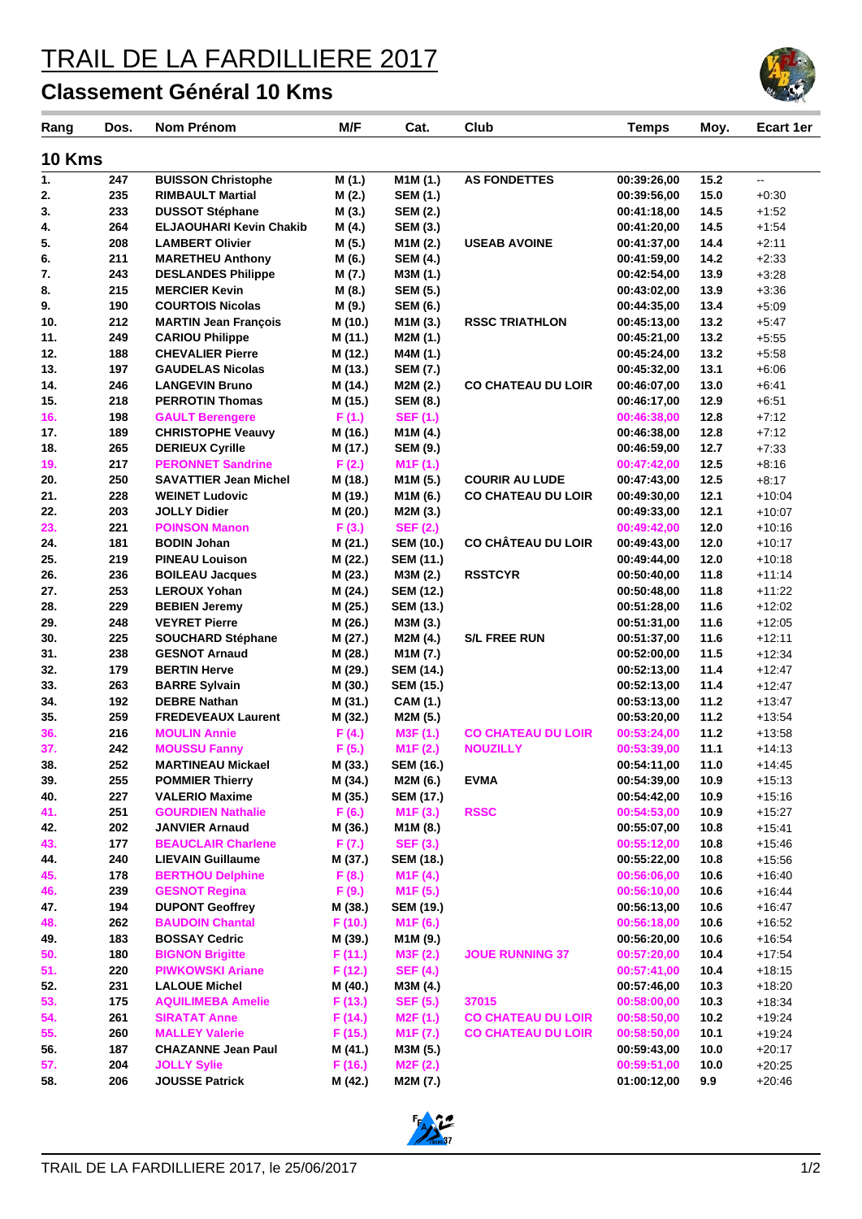# TRAIL DE LA FARDILLIERE 2017

## Classement Général 10 Kms

| Rang | Dos. | Nom Prénom | M/F | Cat. | Club | Temps | Moy. | Ecart 1er |
|---|---|---|---|---|---|---|---|---|
| **10 Kms** | | | | | | | | |
| 1. | 247 | BUISSON Christophe | M (1.) | M1M (1.) | AS FONDETTES | 00:39:26,00 | 15.2 | -- |
| 2. | 235 | RIMBAULT Martial | M (2.) | SEM (1.) | | 00:39:56,00 | 15.0 | +0:30 |
| 3. | 233 | DUSSOT Stéphane | M (3.) | SEM (2.) | | 00:41:18,00 | 14.5 | +1:52 |
| 4. | 264 | ELJAOUHARI Kevin Chakib | M (4.) | SEM (3.) | | 00:41:20,00 | 14.5 | +1:54 |
| 5. | 208 | LAMBERT Olivier | M (5.) | M1M (2.) | USEAB AVOINE | 00:41:37,00 | 14.4 | +2:11 |
| 6. | 211 | MARETHEU Anthony | M (6.) | SEM (4.) | | 00:41:59,00 | 14.2 | +2:33 |
| 7. | 243 | DESLANDES Philippe | M (7.) | M3M (1.) | | 00:42:54,00 | 13.9 | +3:28 |
| 8. | 215 | MERCIER Kevin | M (8.) | SEM (5.) | | 00:43:02,00 | 13.9 | +3:36 |
| 9. | 190 | COURTOIS Nicolas | M (9.) | SEM (6.) | | 00:44:35,00 | 13.4 | +5:09 |
| 10. | 212 | MARTIN Jean François | M (10.) | M1M (3.) | RSSC TRIATHLON | 00:45:13,00 | 13.2 | +5:47 |
| 11. | 249 | CARIOU Philippe | M (11.) | M2M (1.) | | 00:45:21,00 | 13.2 | +5:55 |
| 12. | 188 | CHEVALIER Pierre | M (12.) | M4M (1.) | | 00:45:24,00 | 13.2 | +5:58 |
| 13. | 197 | GAUDELAS Nicolas | M (13.) | SEM (7.) | | 00:45:32,00 | 13.1 | +6:06 |
| 14. | 246 | LANGEVIN Bruno | M (14.) | M2M (2.) | CO CHATEAU DU LOIR | 00:46:07,00 | 13.0 | +6:41 |
| 15. | 218 | PERROTIN Thomas | M (15.) | SEM (8.) | | 00:46:17,00 | 12.9 | +6:51 |
| 16. | 198 | GAULT Berengere | F (1.) | SEF (1.) | | 00:46:38,00 | 12.8 | +7:12 |
| 17. | 189 | CHRISTOPHE Veauvy | M (16.) | M1M (4.) | | 00:46:38,00 | 12.8 | +7:12 |
| 18. | 265 | DERIEUX Cyrille | M (17.) | SEM (9.) | | 00:46:59,00 | 12.7 | +7:33 |
| 19. | 217 | PERONNET Sandrine | F (2.) | M1F (1.) | | 00:47:42,00 | 12.5 | +8:16 |
| 20. | 250 | SAVATTIER Jean Michel | M (18.) | M1M (5.) | COURIR AU LUDE | 00:47:43,00 | 12.5 | +8:17 |
| 21. | 228 | WEINET Ludovic | M (19.) | M1M (6.) | CO CHATEAU DU LOIR | 00:49:30,00 | 12.1 | +10:04 |
| 22. | 203 | JOLLY Didier | M (20.) | M2M (3.) | | 00:49:33,00 | 12.1 | +10:07 |
| 23. | 221 | POINSON Manon | F (3.) | SEF (2.) | | 00:49:42,00 | 12.0 | +10:16 |
| 24. | 181 | BODIN Johan | M (21.) | SEM (10.) | CO CHÂTEAU DU LOIR | 00:49:43,00 | 12.0 | +10:17 |
| 25. | 219 | PINEAU Louison | M (22.) | SEM (11.) | | 00:49:44,00 | 12.0 | +10:18 |
| 26. | 236 | BOILEAU Jacques | M (23.) | M3M (2.) | RSSTCYR | 00:50:40,00 | 11.8 | +11:14 |
| 27. | 253 | LEROUX Yohan | M (24.) | SEM (12.) | | 00:50:48,00 | 11.8 | +11:22 |
| 28. | 229 | BEBIEN Jeremy | M (25.) | SEM (13.) | | 00:51:28,00 | 11.6 | +12:02 |
| 29. | 248 | VEYRET Pierre | M (26.) | M3M (3.) | | 00:51:31,00 | 11.6 | +12:05 |
| 30. | 225 | SOUCHARD Stéphane | M (27.) | M2M (4.) | S/L FREE RUN | 00:51:37,00 | 11.6 | +12:11 |
| 31. | 238 | GESNOT Arnaud | M (28.) | M1M (7.) | | 00:52:00,00 | 11.5 | +12:34 |
| 32. | 179 | BERTIN Herve | M (29.) | SEM (14.) | | 00:52:13,00 | 11.4 | +12:47 |
| 33. | 263 | BARRE Sylvain | M (30.) | SEM (15.) | | 00:52:13,00 | 11.4 | +12:47 |
| 34. | 192 | DEBRE Nathan | M (31.) | CAM (1.) | | 00:53:13,00 | 11.2 | +13:47 |
| 35. | 259 | FREDEVEAUX Laurent | M (32.) | M2M (5.) | | 00:53:20,00 | 11.2 | +13:54 |
| 36. | 216 | MOULIN Annie | F (4.) | M3F (1.) | CO CHATEAU DU LOIR | 00:53:24,00 | 11.2 | +13:58 |
| 37. | 242 | MOUSSU Fanny | F (5.) | M1F (2.) | NOUZILLY | 00:53:39,00 | 11.1 | +14:13 |
| 38. | 252 | MARTINEAU Mickael | M (33.) | SEM (16.) | | 00:54:11,00 | 11.0 | +14:45 |
| 39. | 255 | POMMIER Thierry | M (34.) | M2M (6.) | EVMA | 00:54:39,00 | 10.9 | +15:13 |
| 40. | 227 | VALERIO Maxime | M (35.) | SEM (17.) | | 00:54:42,00 | 10.9 | +15:16 |
| 41. | 251 | GOURDIEN Nathalie | F (6.) | M1F (3.) | RSSC | 00:54:53,00 | 10.9 | +15:27 |
| 42. | 202 | JANVIER Arnaud | M (36.) | M1M (8.) | | 00:55:07,00 | 10.8 | +15:41 |
| 43. | 177 | BEAUCLAIR Charlene | F (7.) | SEF (3.) | | 00:55:12,00 | 10.8 | +15:46 |
| 44. | 240 | LIEVAIN Guillaume | M (37.) | SEM (18.) | | 00:55:22,00 | 10.8 | +15:56 |
| 45. | 178 | BERTHOU Delphine | F (8.) | M1F (4.) | | 00:56:06,00 | 10.6 | +16:40 |
| 46. | 239 | GESNOT Regina | F (9.) | M1F (5.) | | 00:56:10,00 | 10.6 | +16:44 |
| 47. | 194 | DUPONT Geoffrey | M (38.) | SEM (19.) | | 00:56:13,00 | 10.6 | +16:47 |
| 48. | 262 | BAUDOIN Chantal | F (10.) | M1F (6.) | | 00:56:18,00 | 10.6 | +16:52 |
| 49. | 183 | BOSSAY Cedric | M (39.) | M1M (9.) | | 00:56:20,00 | 10.6 | +16:54 |
| 50. | 180 | BIGNON Brigitte | F (11.) | M3F (2.) | JOUE RUNNING 37 | 00:57:20,00 | 10.4 | +17:54 |
| 51. | 220 | PIWKOWSKI Ariane | F (12.) | SEF (4.) | | 00:57:41,00 | 10.4 | +18:15 |
| 52. | 231 | LALOUE Michel | M (40.) | M3M (4.) | | 00:57:46,00 | 10.3 | +18:20 |
| 53. | 175 | AQUILIMEBA Amelie | F (13.) | SEF (5.) | 37015 | 00:58:00,00 | 10.3 | +18:34 |
| 54. | 261 | SIRATAT Anne | F (14.) | M2F (1.) | CO CHATEAU DU LOIR | 00:58:50,00 | 10.2 | +19:24 |
| 55. | 260 | MALLEY Valerie | F (15.) | M1F (7.) | CO CHATEAU DU LOIR | 00:58:50,00 | 10.1 | +19:24 |
| 56. | 187 | CHAZANNE Jean Paul | M (41.) | M3M (5.) | | 00:59:43,00 | 10.0 | +20:17 |
| 57. | 204 | JOLLY Sylie | F (16.) | M2F (2.) | | 00:59:51,00 | 10.0 | +20:25 |
| 58. | 206 | JOUSSE Patrick | M (42.) | M2M (7.) | | 01:00:12,00 | 9.9 | +20:46 |

TRAIL DE LA FARDILLIERE 2017, le 25/06/2017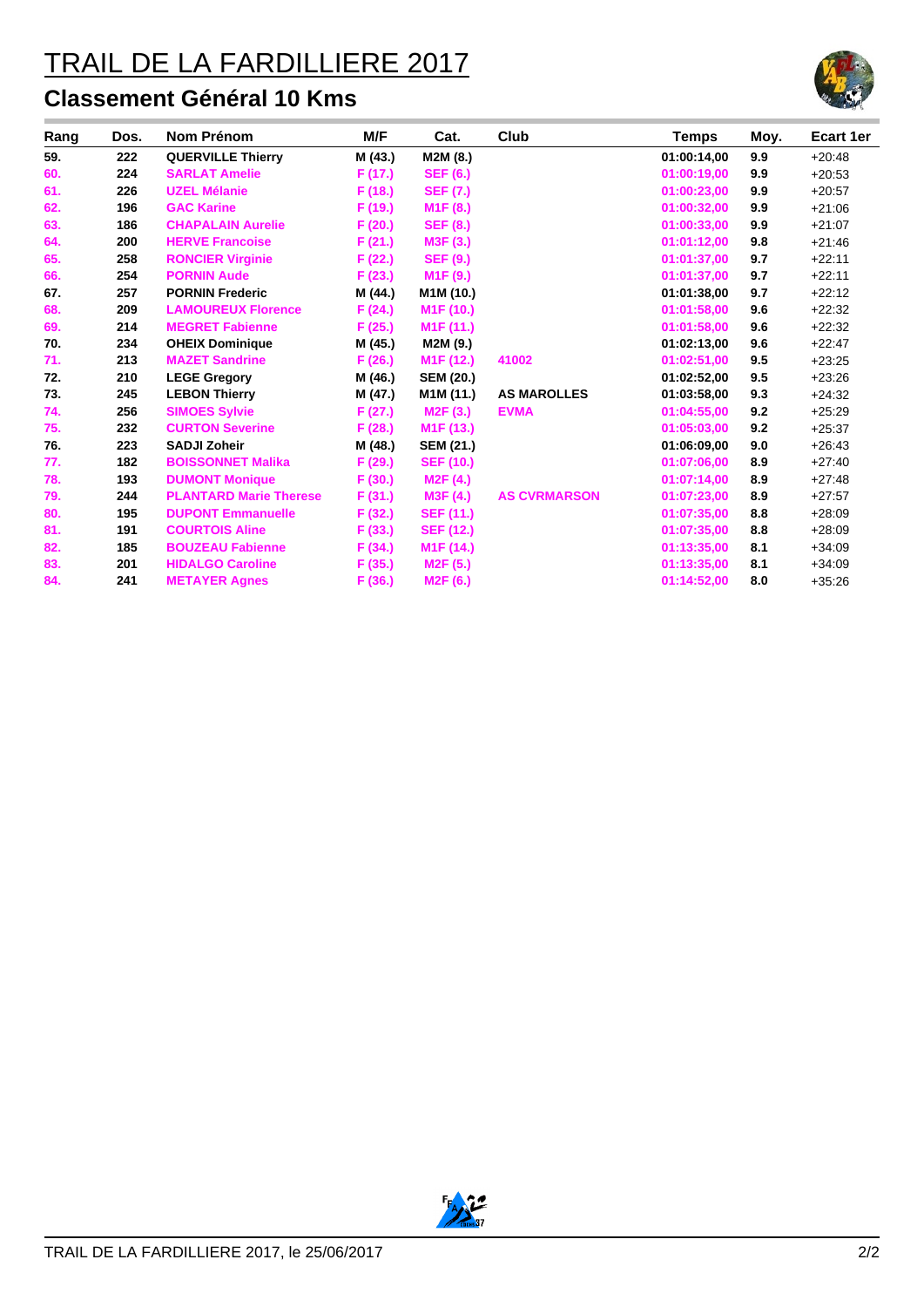# TRAIL DE LA FARDILLIERE 2017

## Classement Général 10 Kms

| Rang | Dos. | Nom Prénom | M/F | Cat. | Club | Temps | Moy. | Ecart 1er |
|---|---|---|---|---|---|---|---|---|
| 59. | 222 | QUERVILLE Thierry | M (43.) | M2M (8.) | | 01:00:14,00 | 9.9 | +20:48 |
| 60. | 224 | SARLAT Amelie | F (17.) | SEF (6.) | | 01:00:19,00 | 9.9 | +20:53 |
| 61. | 226 | UZEL Mélanie | F (18.) | SEF (7.) | | 01:00:23,00 | 9.9 | +20:57 |
| 62. | 196 | GAC Karine | F (19.) | M1F (8.) | | 01:00:32,00 | 9.9 | +21:06 |
| 63. | 186 | CHAPALAIN Aurelie | F (20.) | SEF (8.) | | 01:00:33,00 | 9.9 | +21:07 |
| 64. | 200 | HERVE Francoise | F (21.) | M3F (3.) | | 01:01:12,00 | 9.8 | +21:46 |
| 65. | 258 | RONCIER Virginie | F (22.) | SEF (9.) | | 01:01:37,00 | 9.7 | +22:11 |
| 66. | 254 | PORNIN Aude | F (23.) | M1F (9.) | | 01:01:37,00 | 9.7 | +22:11 |
| 67. | 257 | PORNIN Frederic | M (44.) | M1M (10.) | | 01:01:38,00 | 9.7 | +22:12 |
| 68. | 209 | LAMOUREUX Florence | F (24.) | M1F (10.) | | 01:01:58,00 | 9.6 | +22:32 |
| 69. | 214 | MEGRET Fabienne | F (25.) | M1F (11.) | | 01:01:58,00 | 9.6 | +22:32 |
| 70. | 234 | OHEIX Dominique | M (45.) | M2M (9.) | | 01:02:13,00 | 9.6 | +22:47 |
| 71. | 213 | MAZET Sandrine | F (26.) | M1F (12.) | 41002 | 01:02:51,00 | 9.5 | +23:25 |
| 72. | 210 | LEGE Gregory | M (46.) | SEM (20.) | | 01:02:52,00 | 9.5 | +23:26 |
| 73. | 245 | LEBON Thierry | M (47.) | M1M (11.) | AS MAROLLES | 01:03:58,00 | 9.3 | +24:32 |
| 74. | 256 | SIMOES Sylvie | F (27.) | M2F (3.) | EVMA | 01:04:55,00 | 9.2 | +25:29 |
| 75. | 232 | CURTON Severine | F (28.) | M1F (13.) | | 01:05:03,00 | 9.2 | +25:37 |
| 76. | 223 | SADJI Zoheir | M (48.) | SEM (21.) | | 01:06:09,00 | 9.0 | +26:43 |
| 77. | 182 | BOISSONNET Malika | F (29.) | SEF (10.) | | 01:07:06,00 | 8.9 | +27:40 |
| 78. | 193 | DUMONT Monique | F (30.) | M2F (4.) | | 01:07:14,00 | 8.9 | +27:48 |
| 79. | 244 | PLANTARD Marie Therese | F (31.) | M3F (4.) | AS CVRMARSON | 01:07:23,00 | 8.9 | +27:57 |
| 80. | 195 | DUPONT Emmanuelle | F (32.) | SEF (11.) | | 01:07:35,00 | 8.8 | +28:09 |
| 81. | 191 | COURTOIS Aline | F (33.) | SEF (12.) | | 01:07:35,00 | 8.8 | +28:09 |
| 82. | 185 | BOUZEAU Fabienne | F (34.) | M1F (14.) | | 01:13:35,00 | 8.1 | +34:09 |
| 83. | 201 | HIDALGO Caroline | F (35.) | M2F (5.) | | 01:13:35,00 | 8.1 | +34:09 |
| 84. | 241 | METAYER Agnes | F (36.) | M2F (6.) | | 01:14:52,00 | 8.0 | +35:26 |